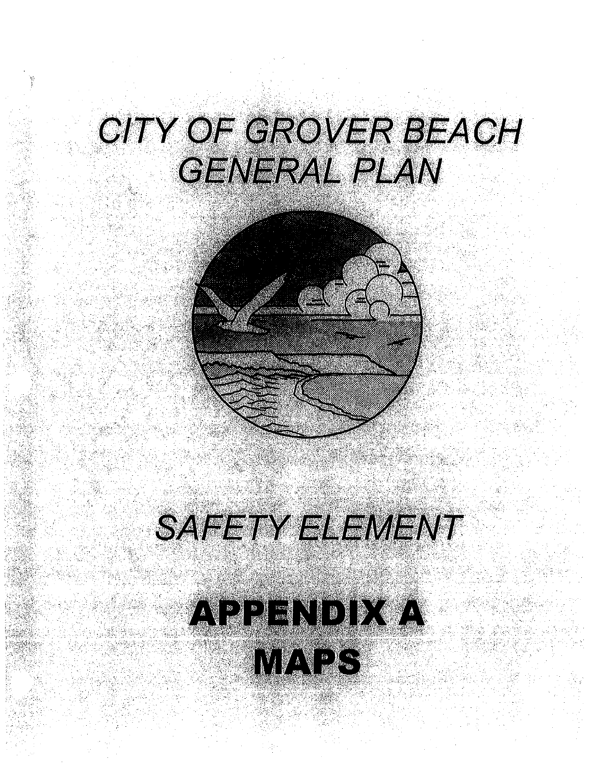# CITY OF GROVER BEACH GENERAL PLAN

## SAFETY ELEMENT

# APPENDIX A

# MAPS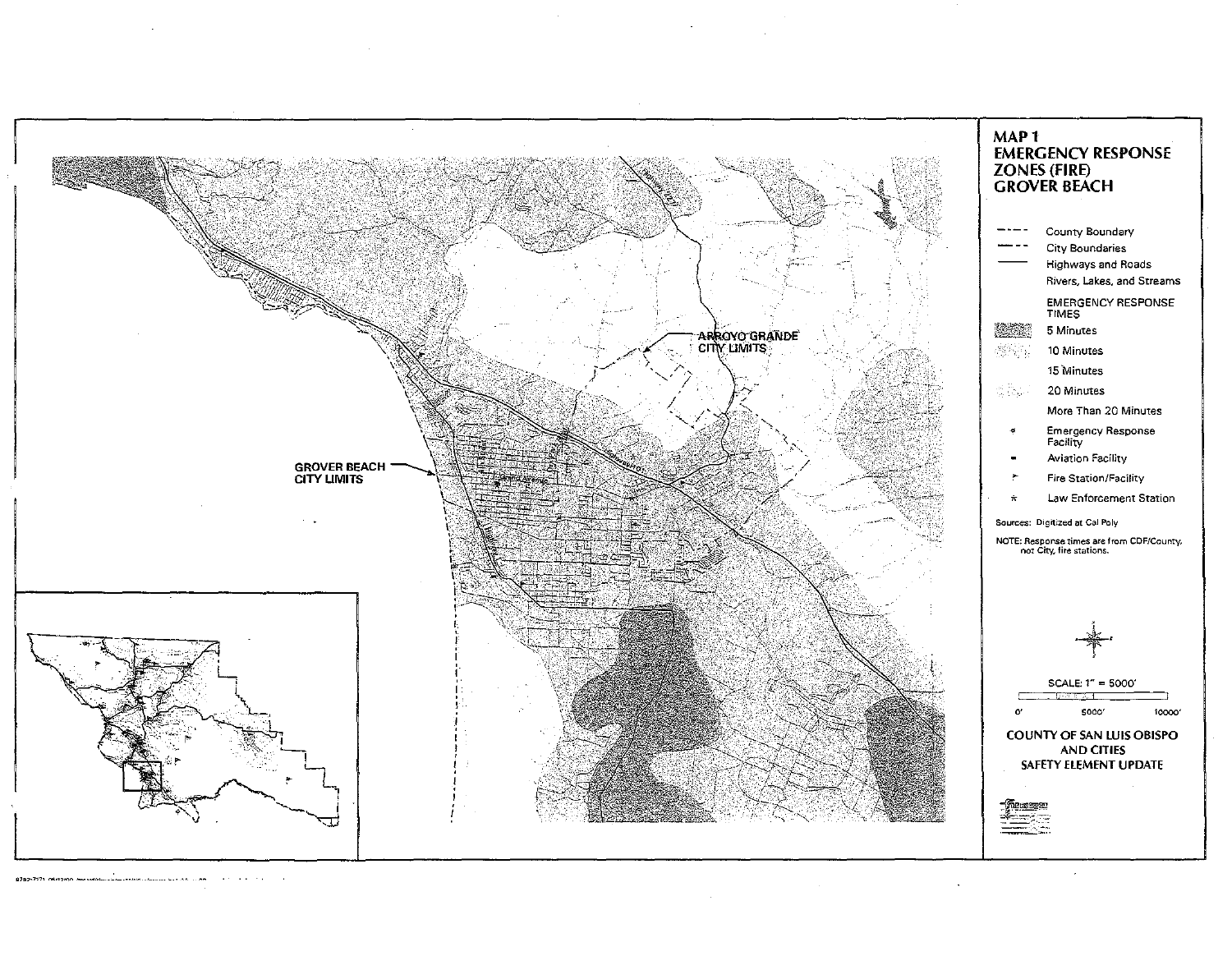# MAP 1
# EMERGENCY RESPONSE ZONES (FIRE) GROVER BEACH

- County Boundary
- City Boundaries
- Highways and Roads
- Rivers, Lakes, and Streams

EMERGENCY RESPONSE TIMES

- 5 Minutes
- 10 Minutes
- 15 Minutes
- 20 Minutes
- More Than 20 Minutes
- Emergency Response Facility
- Aviation Facility
- Fire Station/Facility
- Law Enforcement Station

Sources: Digitized at Cal Poly

NOTE: Response times are from CDF/County, not City, fire stations.

SCALE: 1" = 5000'

0' 5000' 10000'

ARROYO GRANDE CITY LIMITS

GROVER BEACH CITY LIMITS

**COUNTY OF SAN LUIS OBISPO AND CITIES SAFETY ELEMENT UPDATE**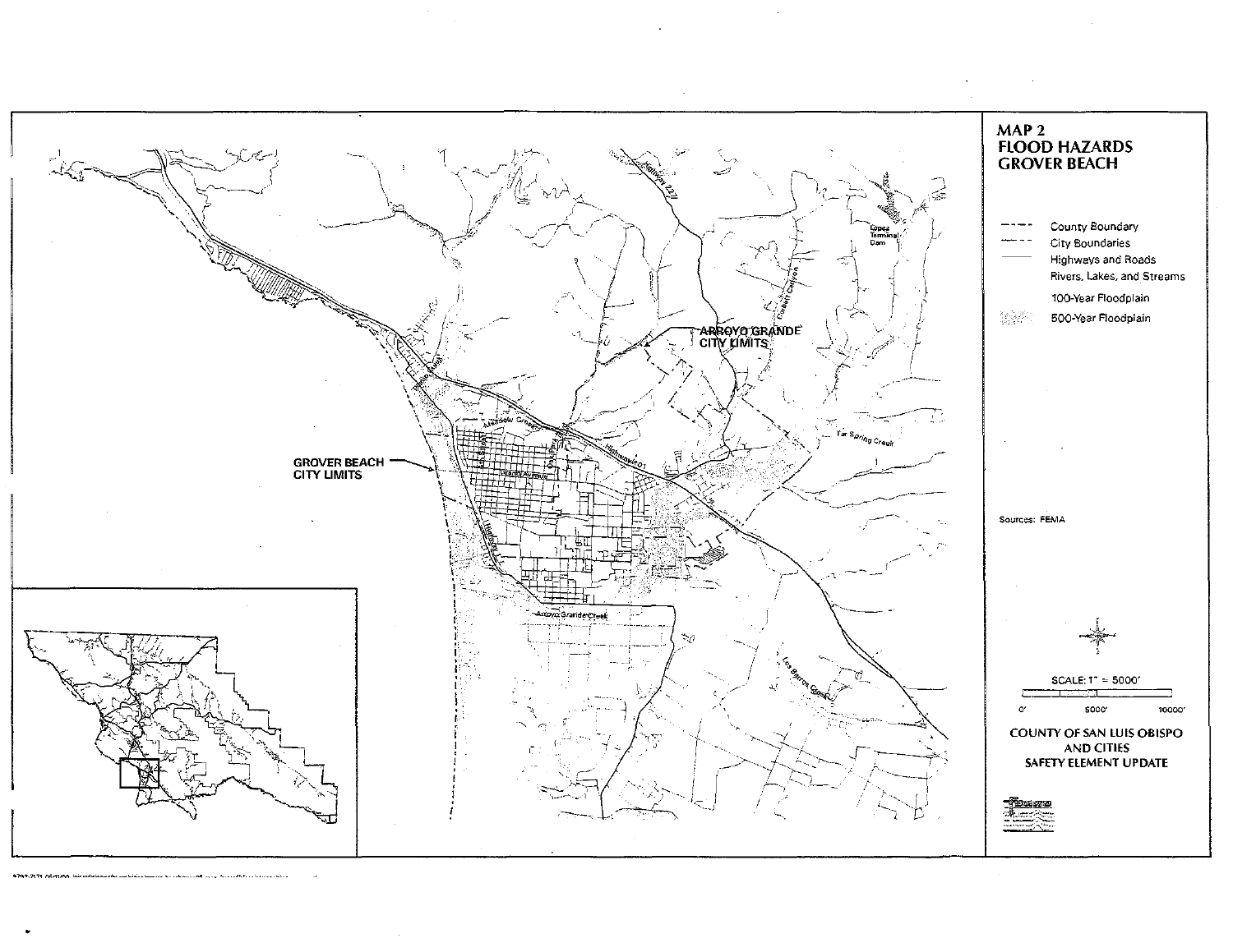# MAP 2
## FLOOD HAZARDS GROVER BEACH

- County Boundary
- City Boundaries
- Highways and Roads
- Rivers, Lakes, and Streams
- 100-Year Floodplain
- 500-Year Floodplain

Sources: FEMA

SCALE: 1" = 5000'

0' 5000' 10000'

ARROYO GRANDE CITY LIMITS

GROVER BEACH CITY LIMITS

Highway 227

Lopez Terminal Dam

Corbett Canyon

Tar Spring Creek

Highway 101

Meadow Creek

Arroyo Grande Creek

Los Berros Creek

Highway 1

**COUNTY OF SAN LUIS OBISPO AND CITIES SAFETY ELEMENT UPDATE**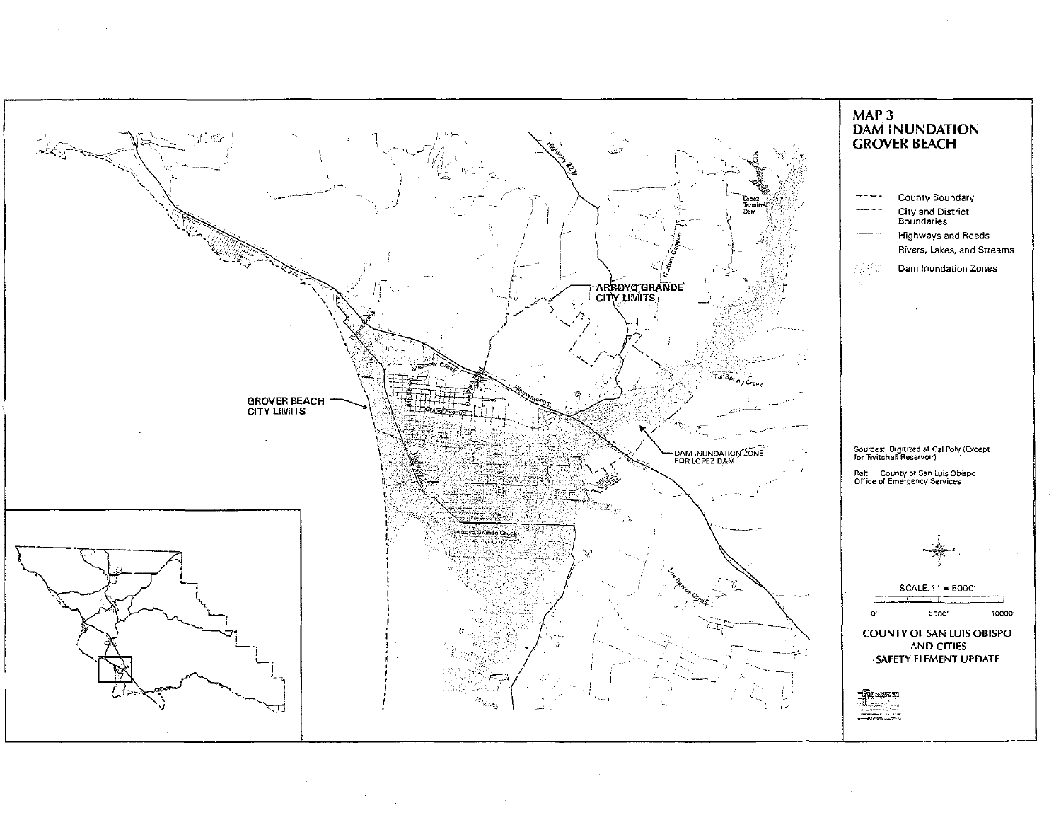# MAP 3
# DAM INUNDATION
# GROVER BEACH

- County Boundary
- City and District Boundaries
- Highways and Roads
- Rivers, Lakes, and Streams
- Dam Inundation Zones

ARROYO GRANDE CITY LIMITS

GROVER BEACH CITY LIMITS

DAM INUNDATION ZONE FOR LOPEZ DAM

Lopez Terminal Dam

Highway 227

Corbett Canyon

Tar Spring Creek

Highway 101

Meadow Creek

Grand Avenue

Arroyo Grande Creek

Los Berros Creek

Sources: Digitized at Cal Poly (Except for Twitchell Reservoir)

Ref: County of San Luis Obispo Office of Emergency Services

SCALE: 1" = 5000'

0' 5000' 10000'

**COUNTY OF SAN LUIS OBISPO AND CITIES SAFETY ELEMENT UPDATE**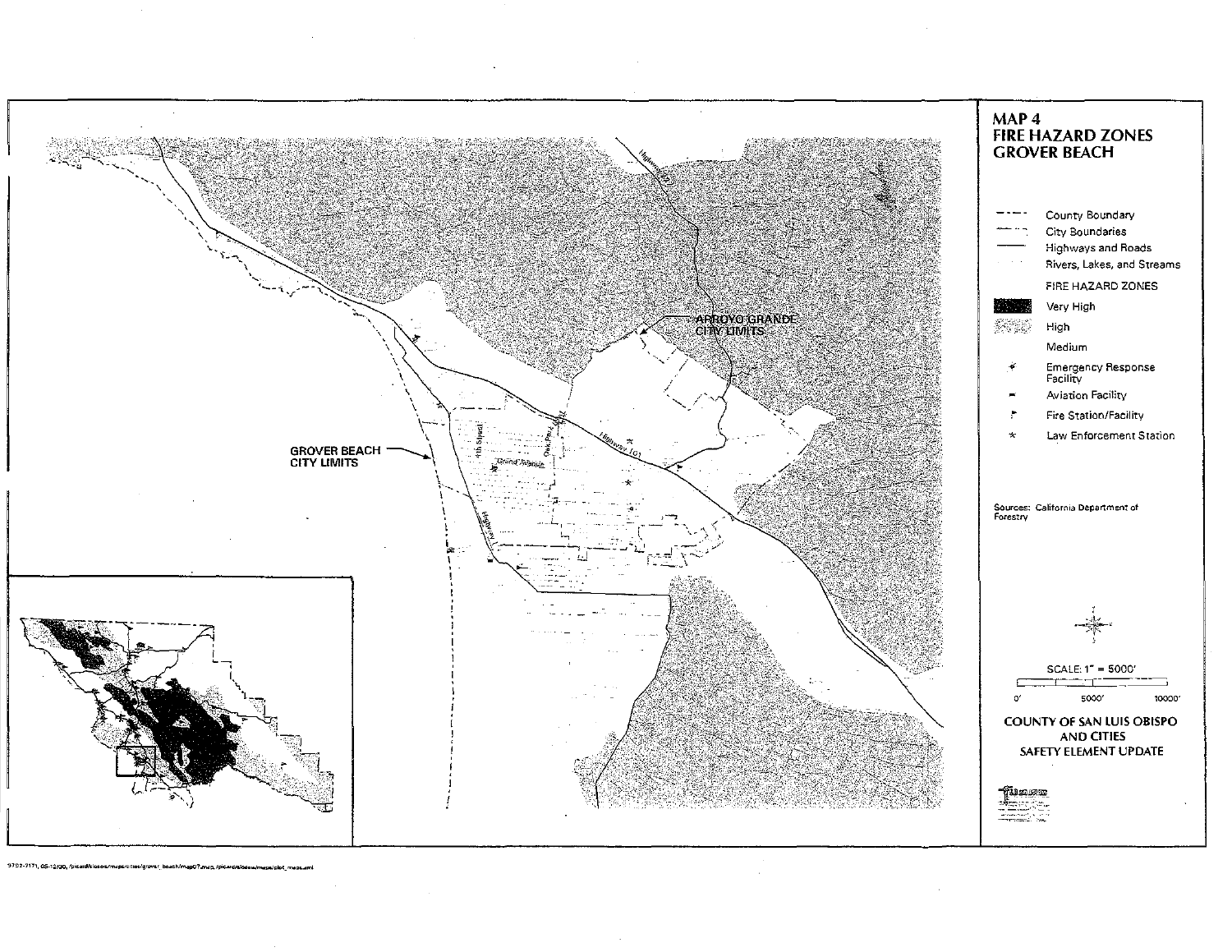# MAP 4
# FIRE HAZARD ZONES
# GROVER BEACH

- County Boundary
- City Boundaries
- Highways and Roads
- Rivers, Lakes, and Streams

FIRE HAZARD ZONES

- Very High
- High
- Medium

- Emergency Response Facility
- Aviation Facility
- Fire Station/Facility
- Law Enforcement Station

Sources: California Department of Forestry

SCALE: 1" = 5000'

0' 5000' 10000'

**COUNTY OF SAN LUIS OBISPO AND CITIES SAFETY ELEMENT UPDATE**

ARROYO GRANDE CITY LIMITS

GROVER BEACH CITY LIMITS

Highway 101

Highway 227

4th Street

Oak Park Blvd

Grand Avenue

Highway 1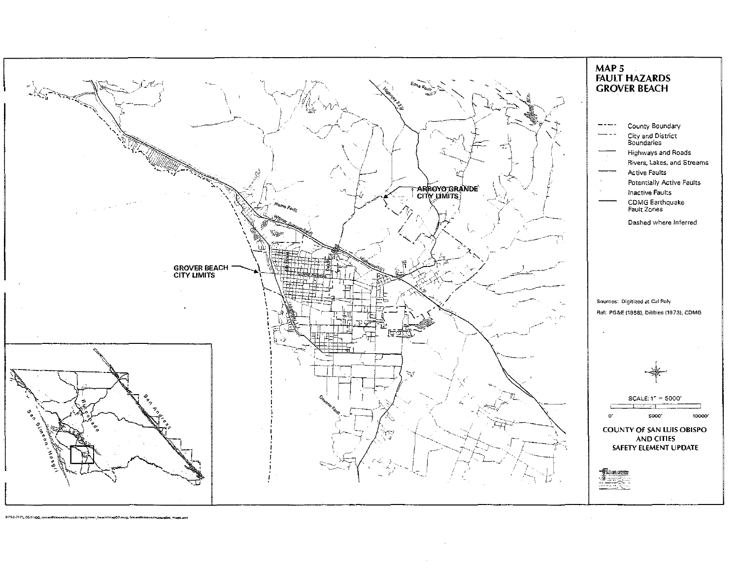# MAP 5
## FAULT HAZARDS
## GROVER BEACH

- County Boundary
- City and District Boundaries
- Highways and Roads
- Rivers, Lakes, and Streams
- Active Faults
- Potentially Active Faults
- Inactive Faults
- CDMG Earthquake Fault Zones

Dashed where Inferred

Sources: Digitized at Cal Poly

Ref: PG&E (1988), Dibblee (1973), CDMG

SCALE: 1" = 5000'

0' 5000' 10000'

**COUNTY OF SAN LUIS OBISPO AND CITIES SAFETY ELEMENT UPDATE**

ARROYO GRANDE CITY LIMITS

GROVER BEACH CITY LIMITS

Edna Fault

Highway 227

Pismo Fault

Wilmar Avenue Fault

Highway 101

Grand Avenue

Oceano Fault

San Andreas

Rinconada

San Simeon-Hosgri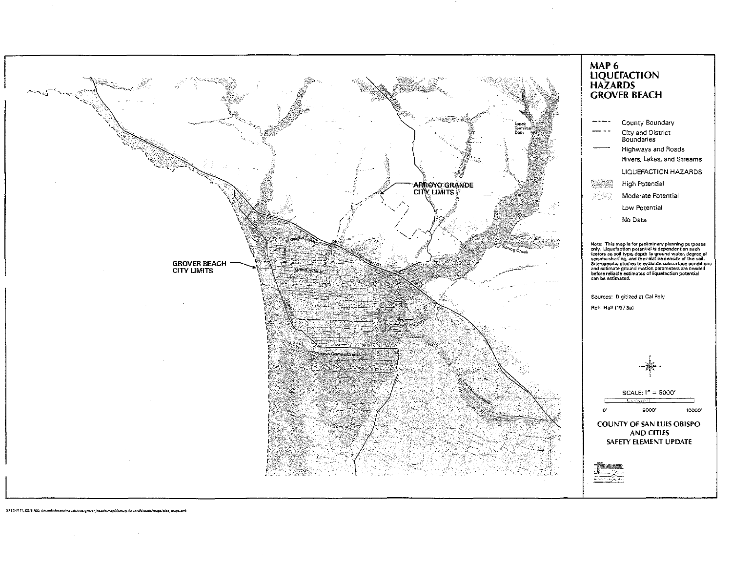# MAP 6
# LIQUEFACTION HAZARDS
# GROVER BEACH

- County Boundary
- City and District Boundaries
- Highways and Roads
- Rivers, Lakes, and Streams

LIQUEFACTION HAZARDS

- High Potential
- Moderate Potential
- Low Potential
- No Data

Note: This map is for preliminary planning purposes only. Liquefaction potential is dependent on such factors as soil type, depth to ground water, degree of seismic shaking, and the relative density of the soil. Site-specific studies to evaluate subsurface conditions and estimate ground motion parameters are needed before reliable estimates of liquefaction potential can be estimated.

Sources: Digitized at Cal Poly

Ref: Hall (1973a)

SCALE: 1" = 5000'

0' 5000' 10000'

COUNTY OF SAN LUIS OBISPO AND CITIES SAFETY ELEMENT UPDATE

GROVER BEACH CITY LIMITS

ARROYO GRANDE CITY LIMITS

Lopez Terminal Dam

Highway 101

Arroyo Grande Creek

Spring Creek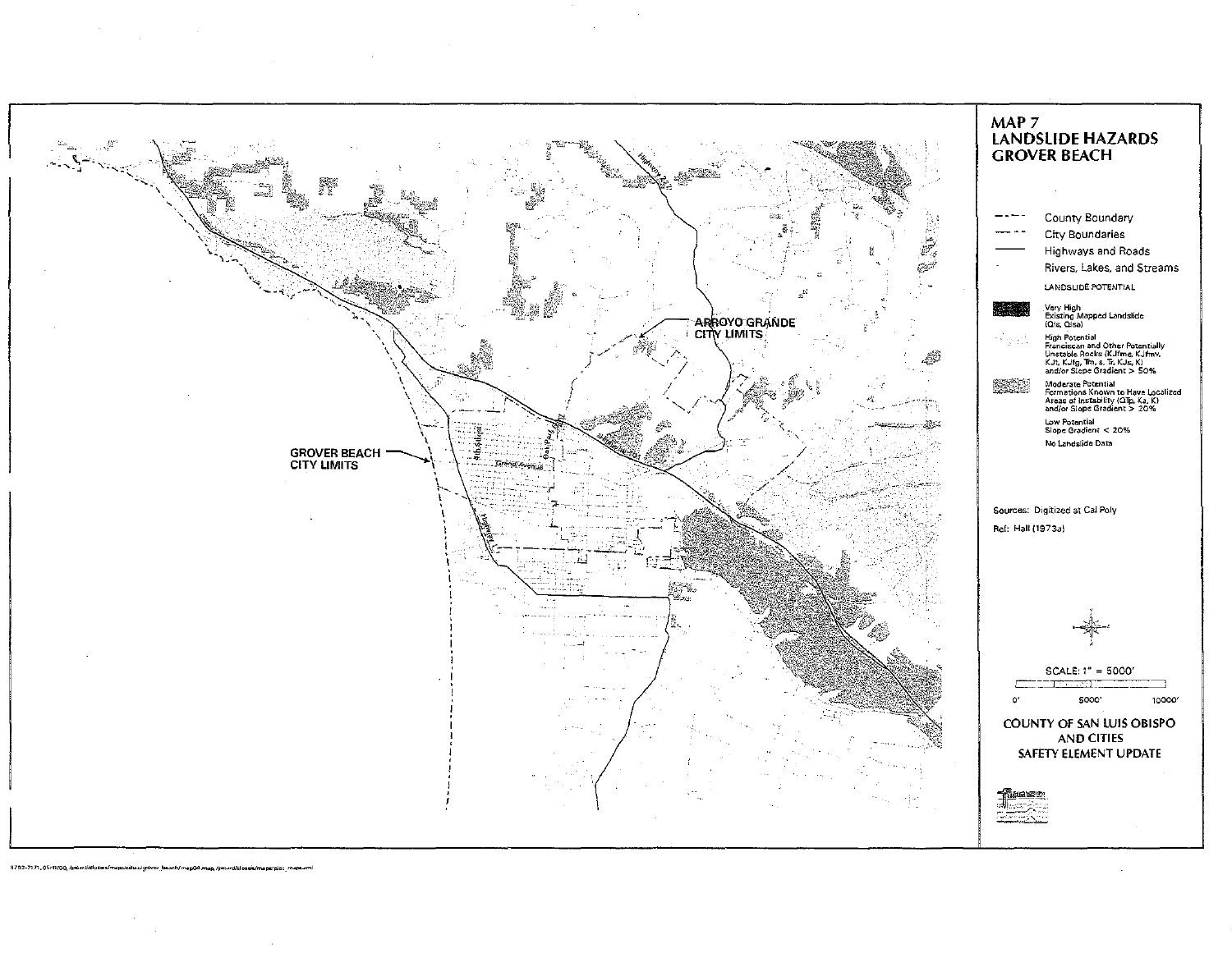# MAP 7
# LANDSLIDE HAZARDS
# GROVER BEACH

ARROYO GRANDE CITY LIMITS

GROVER BEACH CITY LIMITS

Highway 227

Grand Avenue

County Boundary

City Boundaries

Highways and Roads

Rivers, Lakes, and Streams

LANDSLIDE POTENTIAL

Very High
Existing Mapped Landslide
(Qls, Qlsa)

High Potential
Franciscan and Other Potentially Unstable Rocks (KJfmc, KJfmv, KJt, KJfg, Tm, s, Tr, KJs, K) and/or Slope Gradient > 50%

Moderate Potential
Formations Known to Have Localized Areas of Instability (QTp, Ka, K) and/or Slope Gradient > 20%

Low Potential
Slope Gradient < 20%

No Landslide Data

Sources: Digitized at Cal Poly

Ref: Hall (1973a)

SCALE: 1" = 5000'

0' 5000' 10000'

COUNTY OF SAN LUIS OBISPO AND CITIES
SAFETY ELEMENT UPDATE